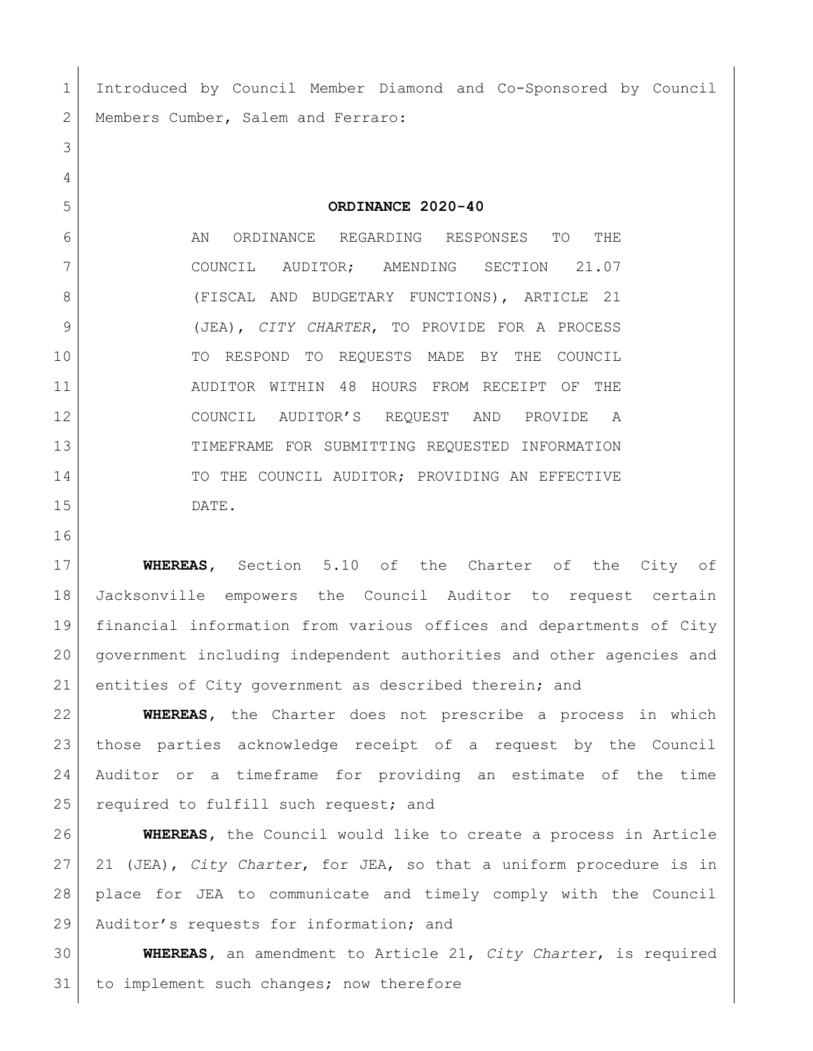Introduced by Council Member Diamond and Co-Sponsored by Council Members Cumber, Salem and Ferraro:

**ORDINANCE 2020-40**

AN ORDINANCE REGARDING RESPONSES TO THE COUNCIL AUDITOR; AMENDING SECTION 21.07 (FISCAL AND BUDGETARY FUNCTIONS), ARTICLE 21 (JEA), *CITY CHARTER*, TO PROVIDE FOR A PROCESS TO RESPOND TO REQUESTS MADE BY THE COUNCIL AUDITOR WITHIN 48 HOURS FROM RECEIPT OF THE COUNCIL AUDITOR'S REQUEST AND PROVIDE A TIMEFRAME FOR SUBMITTING REQUESTED INFORMATION TO THE COUNCIL AUDITOR; PROVIDING AN EFFECTIVE DATE.

**WHEREAS,** Section 5.10 of the Charter of the City of Jacksonville empowers the Council Auditor to request certain financial information from various offices and departments of City government including independent authorities and other agencies and entities of City government as described therein; and

**WHEREAS,** the Charter does not prescribe a process in which those parties acknowledge receipt of a request by the Council Auditor or a timeframe for providing an estimate of the time required to fulfill such request; and

**WHEREAS,** the Council would like to create a process in Article 21 (JEA), *City Charter*, for JEA, so that a uniform procedure is in place for JEA to communicate and timely comply with the Council Auditor's requests for information; and

**WHEREAS,** an amendment to Article 21, *City Charter*, is required to implement such changes; now therefore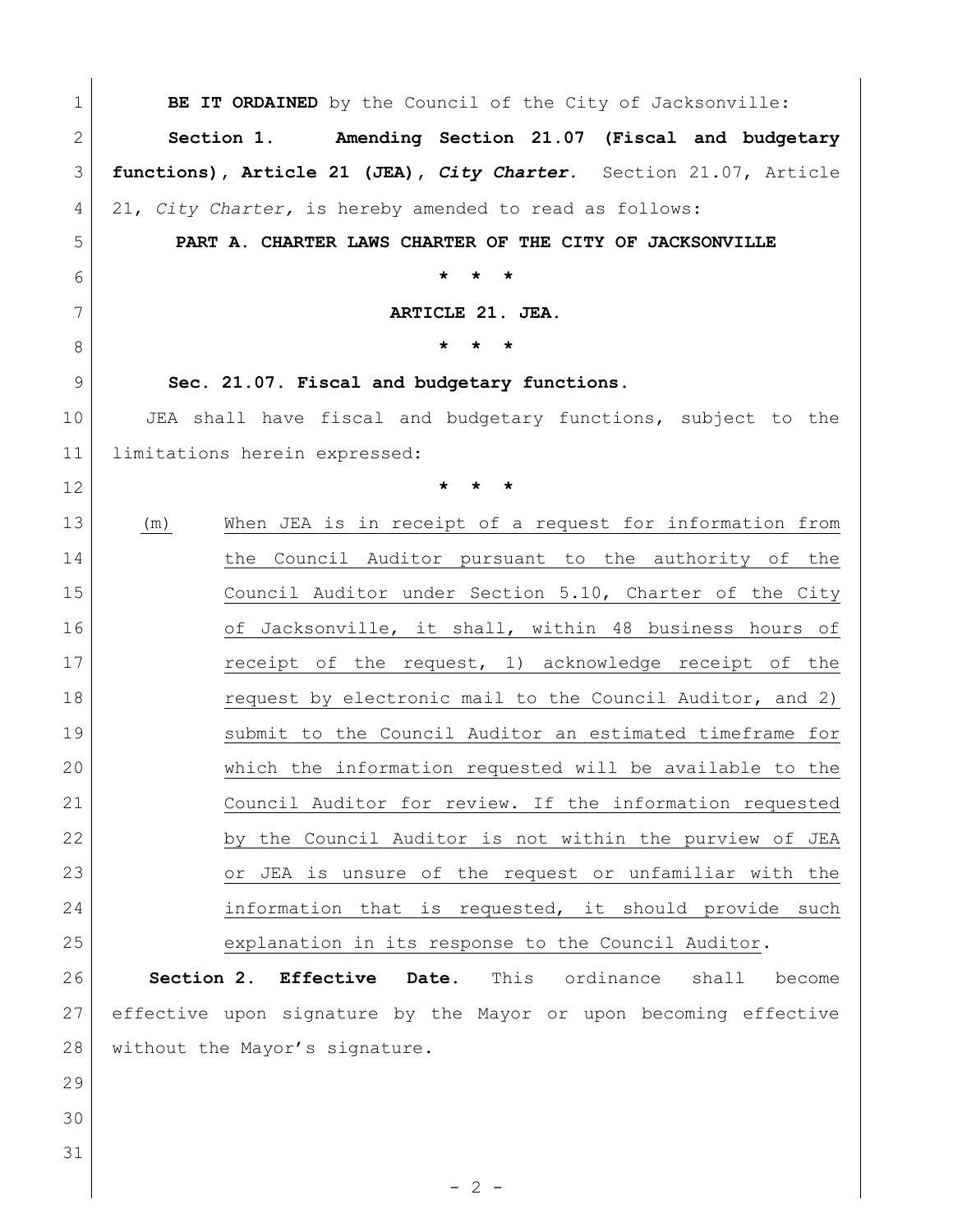**BE IT ORDAINED** by the Council of the City of Jacksonville:

**Section 1. Amending Section 21.07 (Fiscal and budgetary functions), Article 21 (JEA), *City Charter*.** Section 21.07, Article 21, *City Charter,* is hereby amended to read as follows:

**PART A. CHARTER LAWS CHARTER OF THE CITY OF JACKSONVILLE**

**\* \* \***

**ARTICLE 21. JEA.**

**\* \* \***

**Sec. 21.07. Fiscal and budgetary functions.**

JEA shall have fiscal and budgetary functions, subject to the limitations herein expressed:

**\* \* \***

(m) When JEA is in receipt of a request for information from the Council Auditor pursuant to the authority of the Council Auditor under Section 5.10, Charter of the City of Jacksonville, it shall, within 48 business hours of receipt of the request, 1) acknowledge receipt of the request by electronic mail to the Council Auditor, and 2) submit to the Council Auditor an estimated timeframe for which the information requested will be available to the Council Auditor for review. If the information requested by the Council Auditor is not within the purview of JEA or JEA is unsure of the request or unfamiliar with the information that is requested, it should provide such explanation in its response to the Council Auditor.

**Section 2. Effective Date.** This ordinance shall become effective upon signature by the Mayor or upon becoming effective without the Mayor's signature.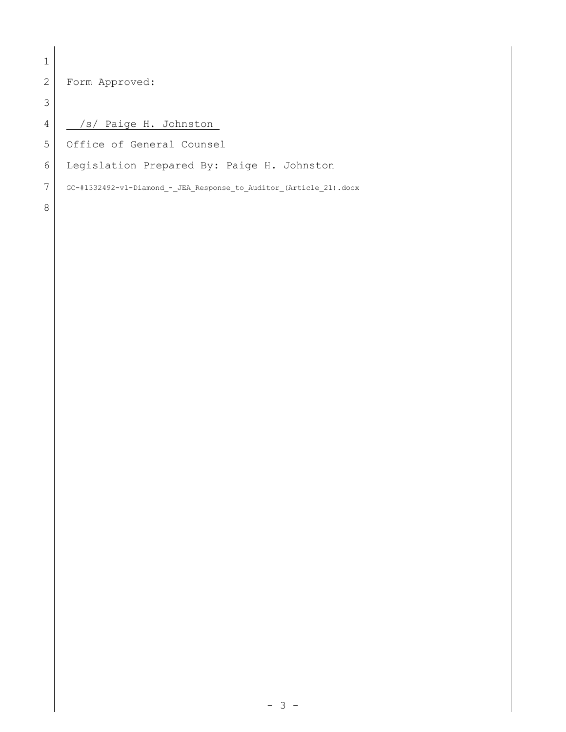Form Approved:

/s/ Paige H. Johnston

Office of General Counsel

Legislation Prepared By: Paige H. Johnston

GC-#1332492-v1-Diamond_-_JEA_Response_to_Auditor_(Article_21).docx